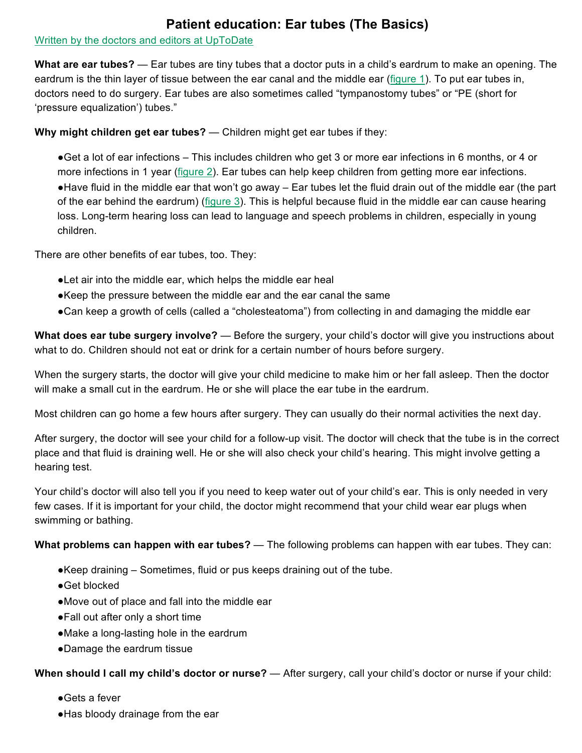# Patient education: Ear tubes (The Basics)

Written by the doctors and editors at UpToDate

**What are ear tubes?** — Ear tubes are tiny tubes that a doctor puts in a child's eardrum to make an opening. The eardrum is the thin layer of tissue between the ear canal and the middle ear (figure 1). To put ear tubes in, doctors need to do surgery. Ear tubes are also sometimes called "tympanostomy tubes" or "PE (short for 'pressure equalization') tubes."

**Why might children get ear tubes?** — Children might get ear tubes if they:

- Get a lot of ear infections – This includes children who get 3 or more ear infections in 6 months, or 4 or more infections in 1 year (figure 2). Ear tubes can help keep children from getting more ear infections.
- Have fluid in the middle ear that won't go away – Ear tubes let the fluid drain out of the middle ear (the part of the ear behind the eardrum) (figure 3). This is helpful because fluid in the middle ear can cause hearing loss. Long-term hearing loss can lead to language and speech problems in children, especially in young children.

There are other benefits of ear tubes, too. They:

- Let air into the middle ear, which helps the middle ear heal
- Keep the pressure between the middle ear and the ear canal the same
- Can keep a growth of cells (called a "cholesteatoma") from collecting in and damaging the middle ear

**What does ear tube surgery involve?** — Before the surgery, your child's doctor will give you instructions about what to do. Children should not eat or drink for a certain number of hours before surgery.

When the surgery starts, the doctor will give your child medicine to make him or her fall asleep. Then the doctor will make a small cut in the eardrum. He or she will place the ear tube in the eardrum.

Most children can go home a few hours after surgery. They can usually do their normal activities the next day.

After surgery, the doctor will see your child for a follow-up visit. The doctor will check that the tube is in the correct place and that fluid is draining well. He or she will also check your child's hearing. This might involve getting a hearing test.

Your child's doctor will also tell you if you need to keep water out of your child's ear. This is only needed in very few cases. If it is important for your child, the doctor might recommend that your child wear ear plugs when swimming or bathing.

**What problems can happen with ear tubes?** — The following problems can happen with ear tubes. They can:

- Keep draining – Sometimes, fluid or pus keeps draining out of the tube.
- Get blocked
- Move out of place and fall into the middle ear
- Fall out after only a short time
- Make a long-lasting hole in the eardrum
- Damage the eardrum tissue

**When should I call my child's doctor or nurse?** — After surgery, call your child's doctor or nurse if your child:

- Gets a fever
- Has bloody drainage from the ear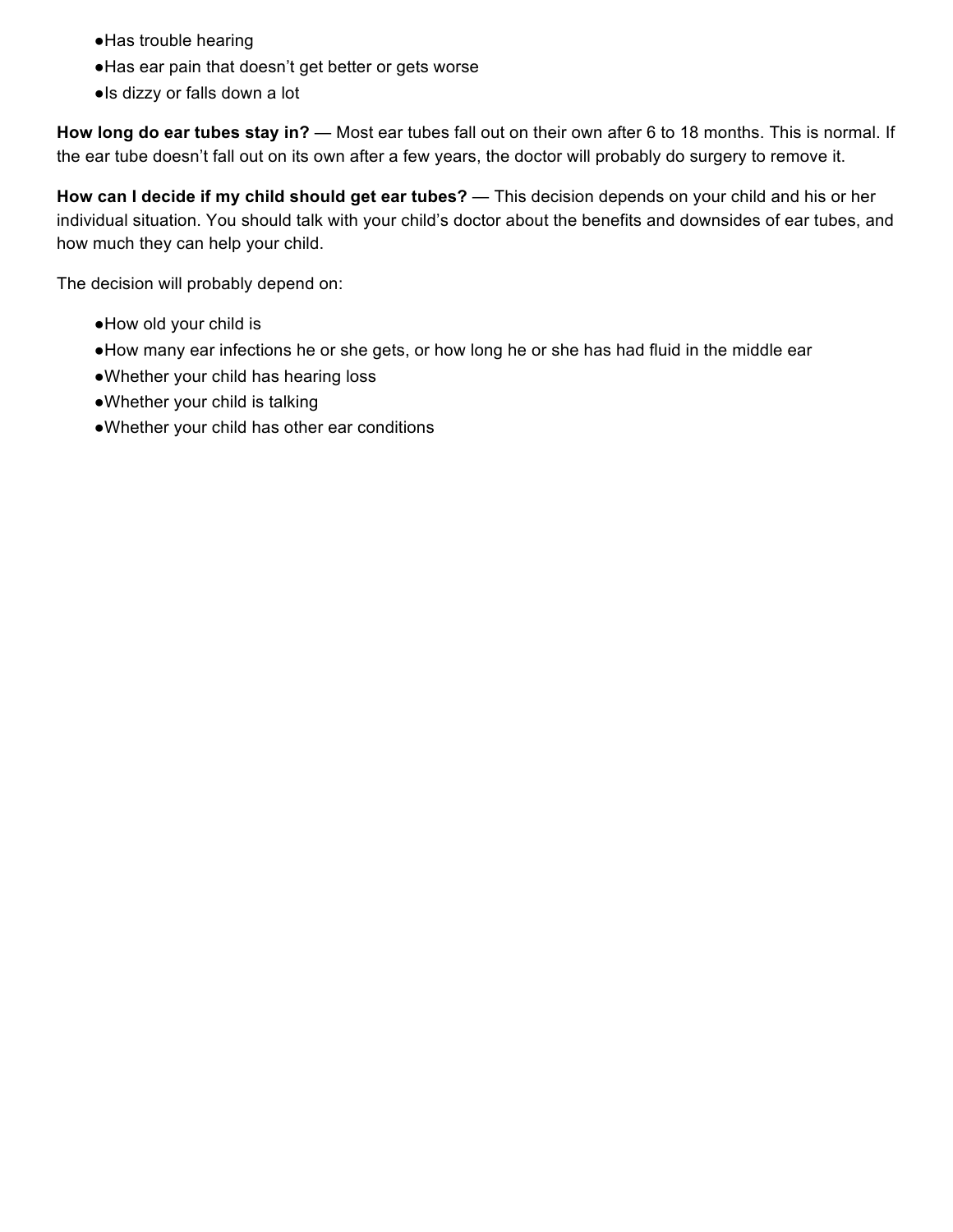- Has trouble hearing
- Has ear pain that doesn't get better or gets worse
- Is dizzy or falls down a lot

**How long do ear tubes stay in?** — Most ear tubes fall out on their own after 6 to 18 months. This is normal. If the ear tube doesn't fall out on its own after a few years, the doctor will probably do surgery to remove it.

**How can I decide if my child should get ear tubes?** — This decision depends on your child and his or her individual situation. You should talk with your child's doctor about the benefits and downsides of ear tubes, and how much they can help your child.

The decision will probably depend on:

- How old your child is
- How many ear infections he or she gets, or how long he or she has had fluid in the middle ear
- Whether your child has hearing loss
- Whether your child is talking
- Whether your child has other ear conditions